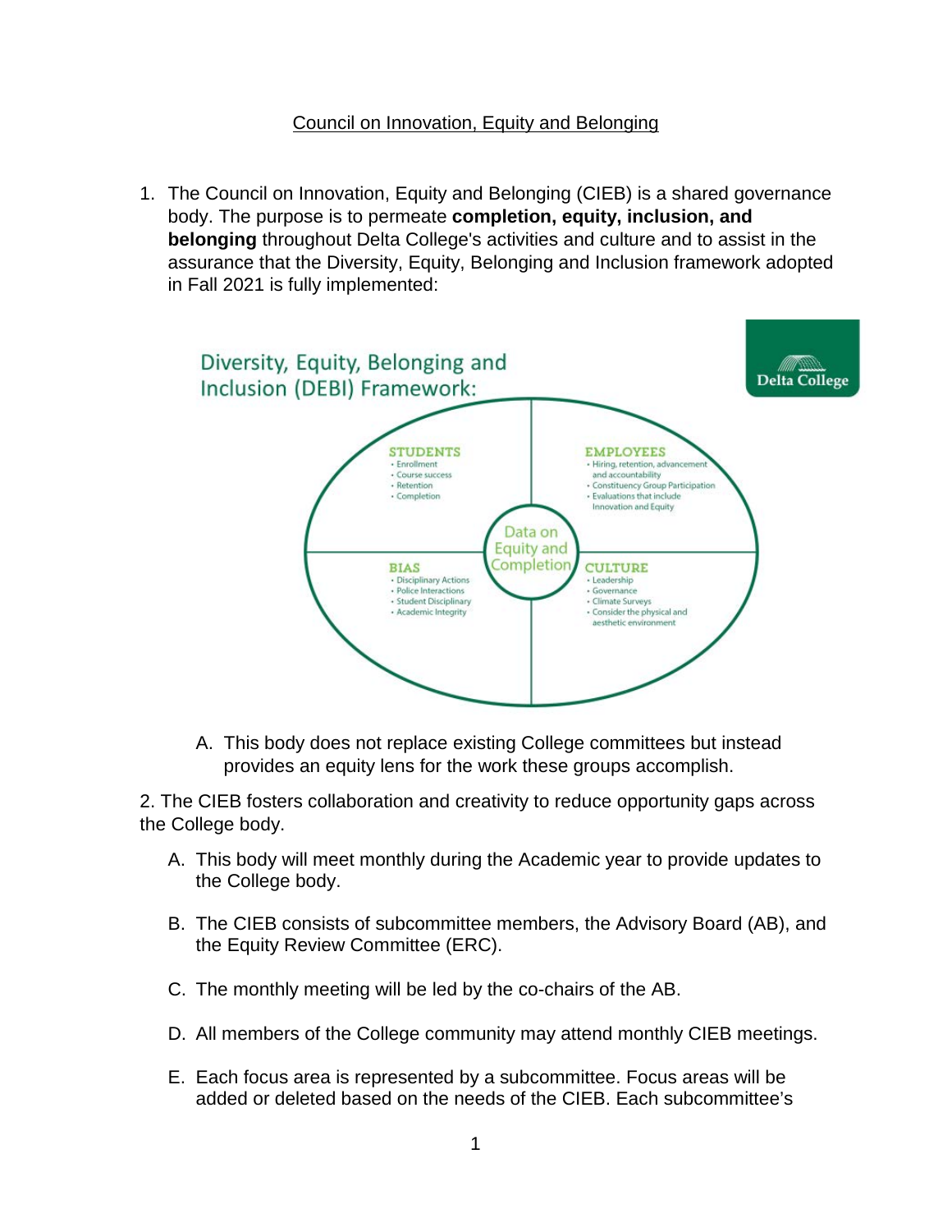Council on Innovation, Equity and Belonging

1. The Council on Innovation, Equity and Belonging (CIEB) is a shared governance body. The purpose is to permeate **completion, equity, inclusion, and belonging** throughout Delta College's activities and culture and to assist in the assurance that the Diversity, Equity, Belonging and Inclusion framework adopted in Fall 2021 is fully implemented:

Diversity, Equity, Belonging and Inclusion (DEBI) Framework:

Delta College

**STUDENTS**
- Enrollment
- Course success
- Retention
- Completion

**EMPLOYEES**
- Hiring, retention, advancement and accountability
- Constituency Group Participation
- Evaluations that include Innovation and Equity

Data on Equity and Completion

**BIAS**
- Disciplinary Actions
- Police Interactions
- Student Disciplinary
- Academic Integrity

**CULTURE**
- Leadership
- Governance
- Climate Surveys
- Consider the physical and aesthetic environment

   A. This body does not replace existing College committees but instead provides an equity lens for the work these groups accomplish.

2. The CIEB fosters collaboration and creativity to reduce opportunity gaps across the College body.

   A. This body will meet monthly during the Academic year to provide updates to the College body.

   B. The CIEB consists of subcommittee members, the Advisory Board (AB), and the Equity Review Committee (ERC).

   C. The monthly meeting will be led by the co-chairs of the AB.

   D. All members of the College community may attend monthly CIEB meetings.

   E. Each focus area is represented by a subcommittee. Focus areas will be added or deleted based on the needs of the CIEB. Each subcommittee's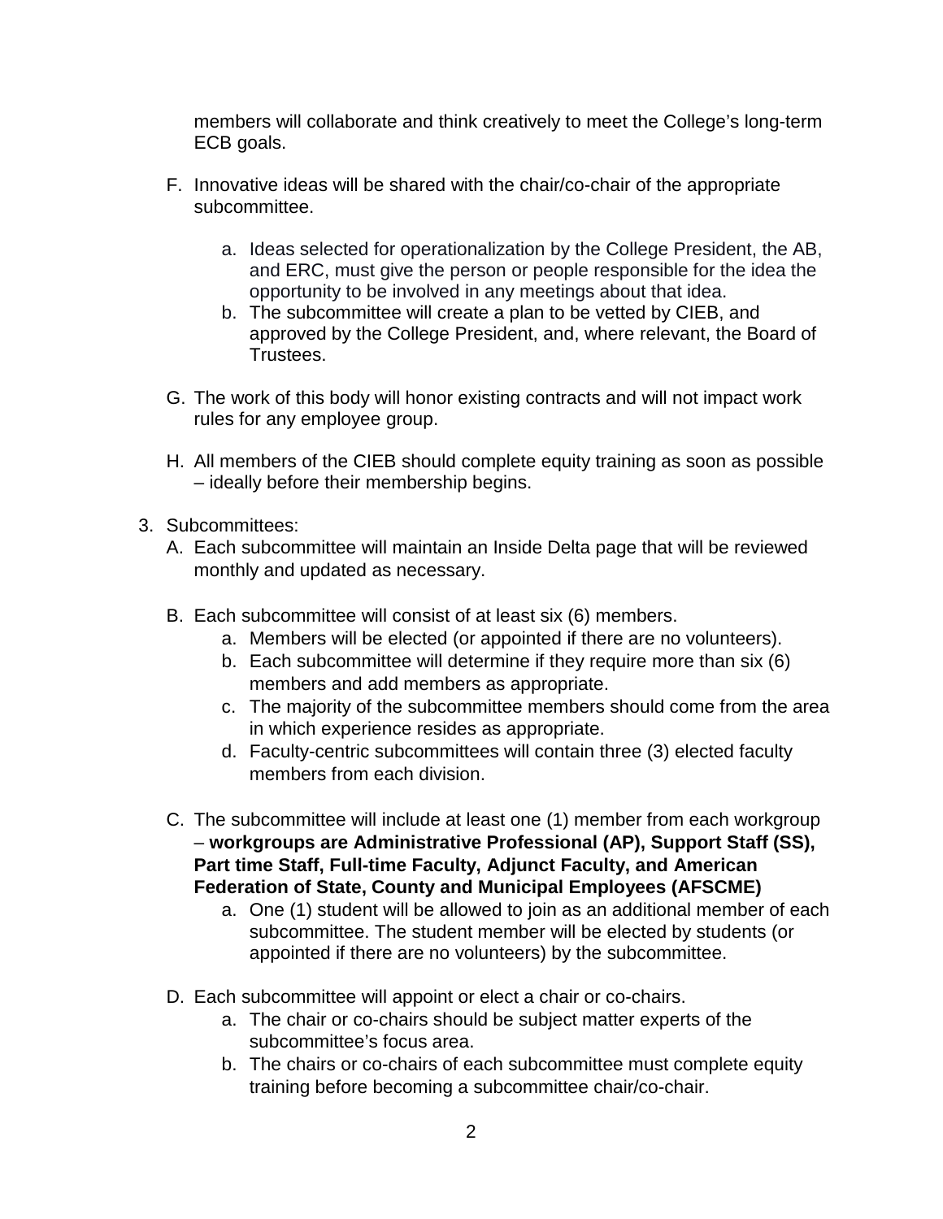members will collaborate and think creatively to meet the College's long-term ECB goals.

F. Innovative ideas will be shared with the chair/co-chair of the appropriate subcommittee.

   a. Ideas selected for operationalization by the College President, the AB, and ERC, must give the person or people responsible for the idea the opportunity to be involved in any meetings about that idea.
   b. The subcommittee will create a plan to be vetted by CIEB, and approved by the College President, and, where relevant, the Board of Trustees.

G. The work of this body will honor existing contracts and will not impact work rules for any employee group.

H. All members of the CIEB should complete equity training as soon as possible – ideally before their membership begins.

3. Subcommittees:

   A. Each subcommittee will maintain an Inside Delta page that will be reviewed monthly and updated as necessary.

   B. Each subcommittee will consist of at least six (6) members.
      a. Members will be elected (or appointed if there are no volunteers).
      b. Each subcommittee will determine if they require more than six (6) members and add members as appropriate.
      c. The majority of the subcommittee members should come from the area in which experience resides as appropriate.
      d. Faculty-centric subcommittees will contain three (3) elected faculty members from each division.

   C. The subcommittee will include at least one (1) member from each workgroup – **workgroups are Administrative Professional (AP), Support Staff (SS), Part time Staff, Full-time Faculty, Adjunct Faculty, and American Federation of State, County and Municipal Employees (AFSCME)**
      a. One (1) student will be allowed to join as an additional member of each subcommittee. The student member will be elected by students (or appointed if there are no volunteers) by the subcommittee.

   D. Each subcommittee will appoint or elect a chair or co-chairs.
      a. The chair or co-chairs should be subject matter experts of the subcommittee's focus area.
      b. The chairs or co-chairs of each subcommittee must complete equity training before becoming a subcommittee chair/co-chair.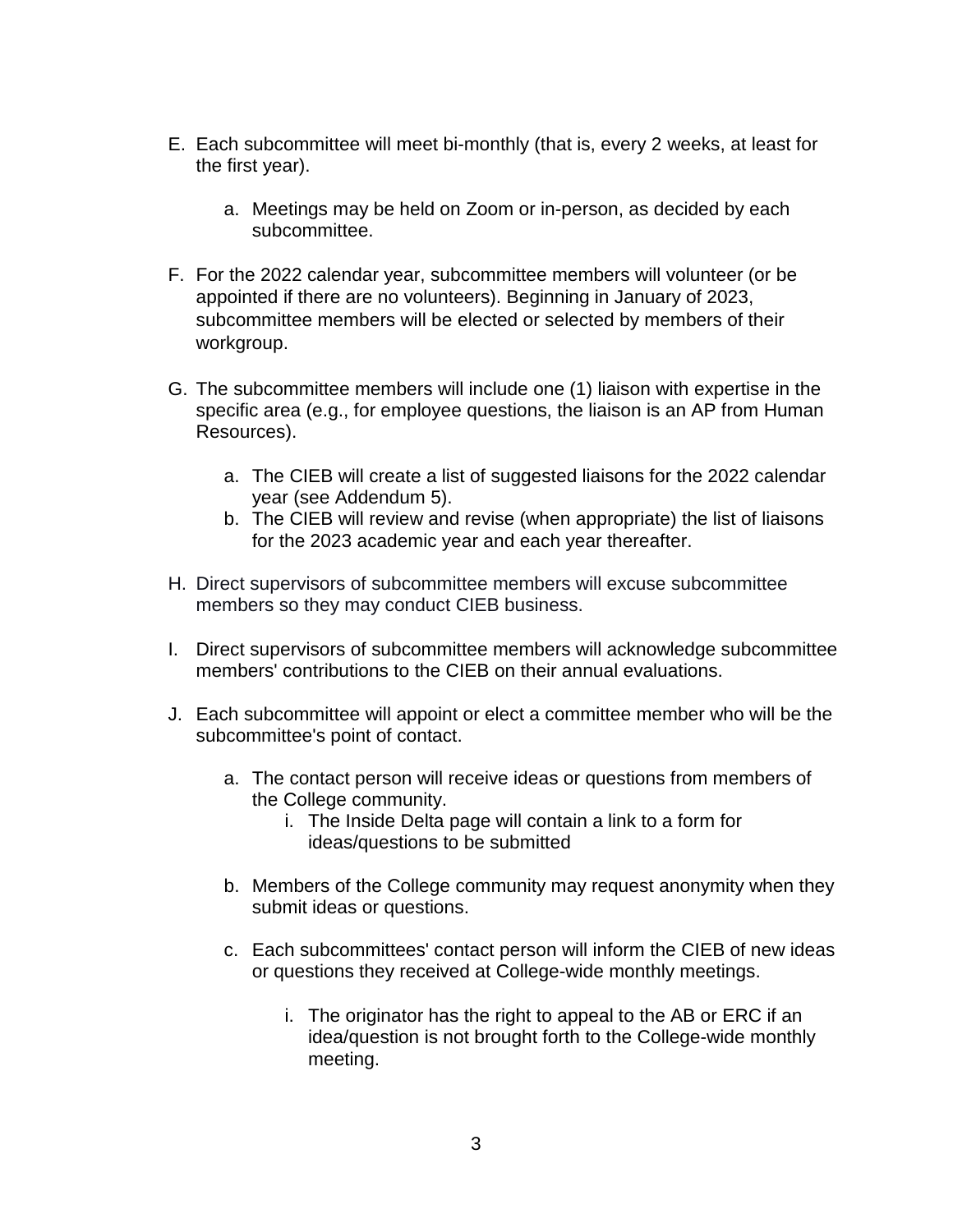E. Each subcommittee will meet bi-monthly (that is, every 2 weeks, at least for the first year).

    a. Meetings may be held on Zoom or in-person, as decided by each subcommittee.

F. For the 2022 calendar year, subcommittee members will volunteer (or be appointed if there are no volunteers). Beginning in January of 2023, subcommittee members will be elected or selected by members of their workgroup.

G. The subcommittee members will include one (1) liaison with expertise in the specific area (e.g., for employee questions, the liaison is an AP from Human Resources).

    a. The CIEB will create a list of suggested liaisons for the 2022 calendar year (see Addendum 5).
    b. The CIEB will review and revise (when appropriate) the list of liaisons for the 2023 academic year and each year thereafter.

H. Direct supervisors of subcommittee members will excuse subcommittee members so they may conduct CIEB business.

I. Direct supervisors of subcommittee members will acknowledge subcommittee members' contributions to the CIEB on their annual evaluations.

J. Each subcommittee will appoint or elect a committee member who will be the subcommittee's point of contact.

    a. The contact person will receive ideas or questions from members of the College community.
        i. The Inside Delta page will contain a link to a form for ideas/questions to be submitted

    b. Members of the College community may request anonymity when they submit ideas or questions.

    c. Each subcommittees' contact person will inform the CIEB of new ideas or questions they received at College-wide monthly meetings.

        i. The originator has the right to appeal to the AB or ERC if an idea/question is not brought forth to the College-wide monthly meeting.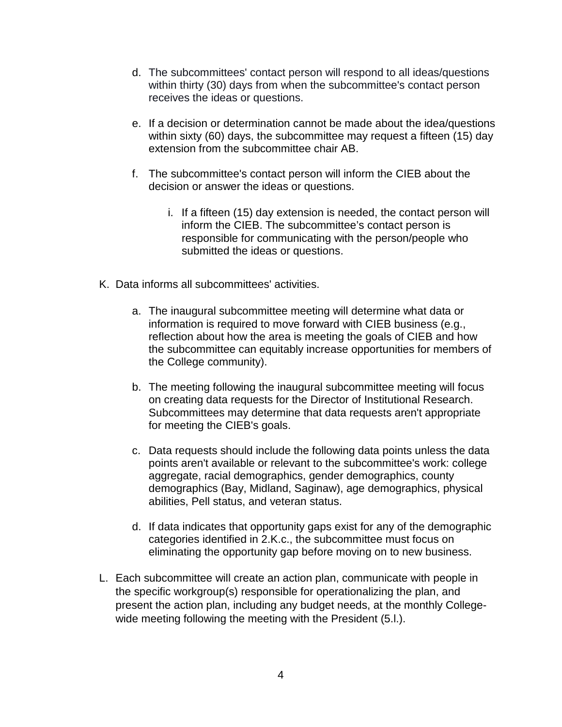d. The subcommittees' contact person will respond to all ideas/questions within thirty (30) days from when the subcommittee's contact person receives the ideas or questions.

e. If a decision or determination cannot be made about the idea/questions within sixty (60) days, the subcommittee may request a fifteen (15) day extension from the subcommittee chair AB.

f. The subcommittee's contact person will inform the CIEB about the decision or answer the ideas or questions.

   i. If a fifteen (15) day extension is needed, the contact person will inform the CIEB. The subcommittee’s contact person is responsible for communicating with the person/people who submitted the ideas or questions.

K. Data informs all subcommittees' activities.

   a. The inaugural subcommittee meeting will determine what data or information is required to move forward with CIEB business (e.g., reflection about how the area is meeting the goals of CIEB and how the subcommittee can equitably increase opportunities for members of the College community).

   b. The meeting following the inaugural subcommittee meeting will focus on creating data requests for the Director of Institutional Research. Subcommittees may determine that data requests aren't appropriate for meeting the CIEB's goals.

   c. Data requests should include the following data points unless the data points aren't available or relevant to the subcommittee's work: college aggregate, racial demographics, gender demographics, county demographics (Bay, Midland, Saginaw), age demographics, physical abilities, Pell status, and veteran status.

   d. If data indicates that opportunity gaps exist for any of the demographic categories identified in 2.K.c., the subcommittee must focus on eliminating the opportunity gap before moving on to new business.

L. Each subcommittee will create an action plan, communicate with people in the specific workgroup(s) responsible for operationalizing the plan, and present the action plan, including any budget needs, at the monthly College-wide meeting following the meeting with the President (5.l.).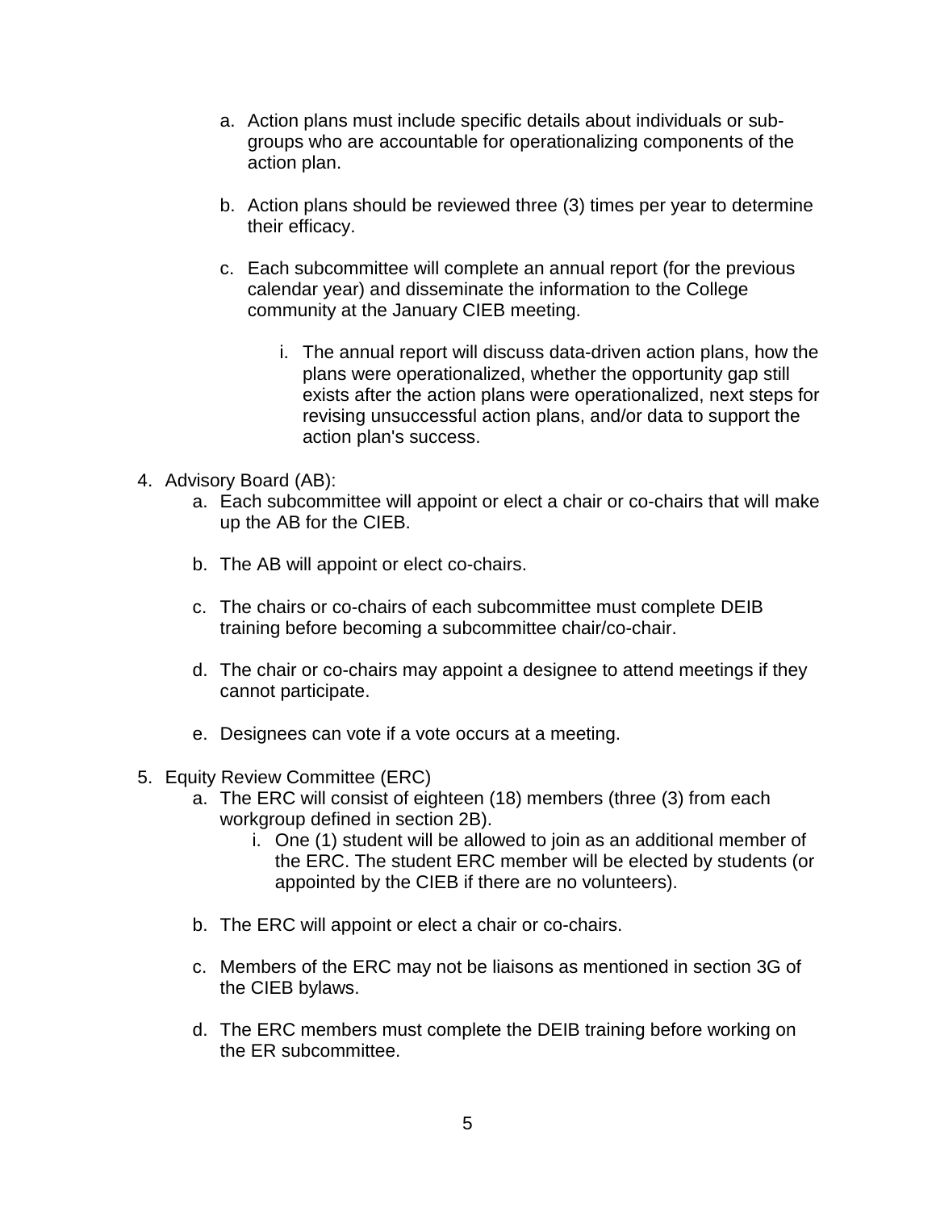a. Action plans must include specific details about individuals or sub-groups who are accountable for operationalizing components of the action plan.

b. Action plans should be reviewed three (3) times per year to determine their efficacy.

c. Each subcommittee will complete an annual report (for the previous calendar year) and disseminate the information to the College community at the January CIEB meeting.

    i. The annual report will discuss data-driven action plans, how the plans were operationalized, whether the opportunity gap still exists after the action plans were operationalized, next steps for revising unsuccessful action plans, and/or data to support the action plan's success.

4. Advisory Board (AB):
    a. Each subcommittee will appoint or elect a chair or co-chairs that will make up the AB for the CIEB.

    b. The AB will appoint or elect co-chairs.

    c. The chairs or co-chairs of each subcommittee must complete DEIB training before becoming a subcommittee chair/co-chair.

    d. The chair or co-chairs may appoint a designee to attend meetings if they cannot participate.

    e. Designees can vote if a vote occurs at a meeting.

5. Equity Review Committee (ERC)
    a. The ERC will consist of eighteen (18) members (three (3) from each workgroup defined in section 2B).
        i. One (1) student will be allowed to join as an additional member of the ERC. The student ERC member will be elected by students (or appointed by the CIEB if there are no volunteers).

    b. The ERC will appoint or elect a chair or co-chairs.

    c. Members of the ERC may not be liaisons as mentioned in section 3G of the CIEB bylaws.

    d. The ERC members must complete the DEIB training before working on the ER subcommittee.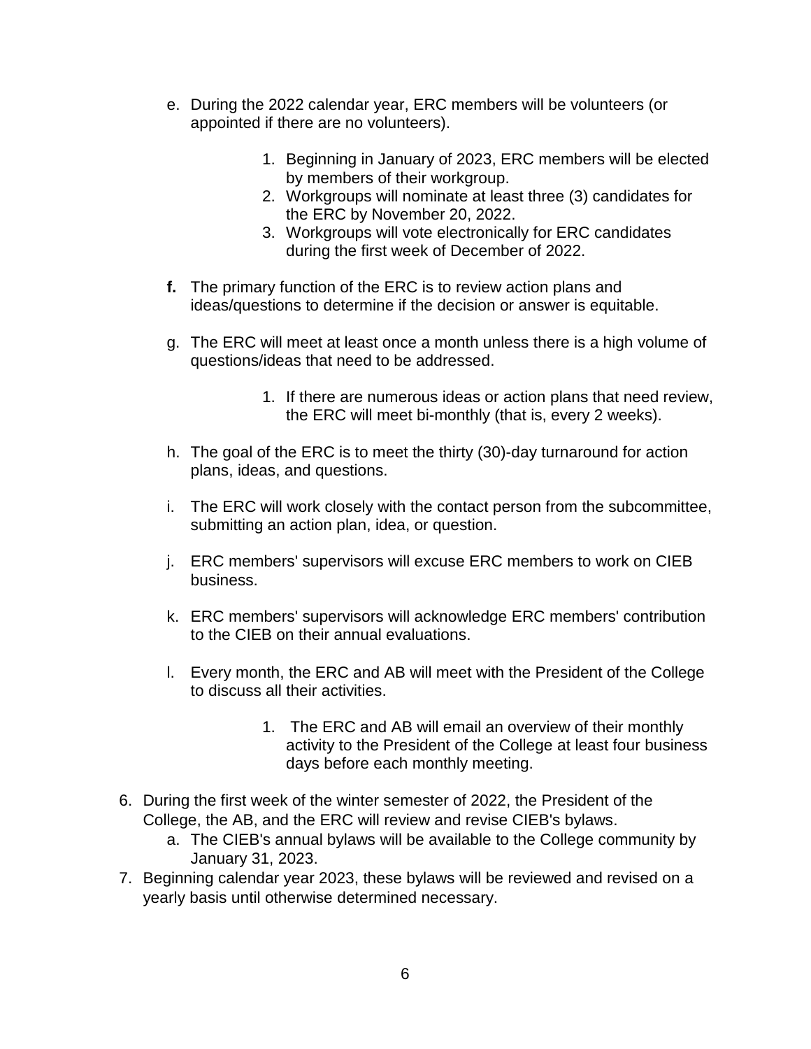e. During the 2022 calendar year, ERC members will be volunteers (or appointed if there are no volunteers).

    1. Beginning in January of 2023, ERC members will be elected by members of their workgroup.
    2. Workgroups will nominate at least three (3) candidates for the ERC by November 20, 2022.
    3. Workgroups will vote electronically for ERC candidates during the first week of December of 2022.

**f.** The primary function of the ERC is to review action plans and ideas/questions to determine if the decision or answer is equitable.

g. The ERC will meet at least once a month unless there is a high volume of questions/ideas that need to be addressed.

    1. If there are numerous ideas or action plans that need review, the ERC will meet bi-monthly (that is, every 2 weeks).

h. The goal of the ERC is to meet the thirty (30)-day turnaround for action plans, ideas, and questions.

i. The ERC will work closely with the contact person from the subcommittee, submitting an action plan, idea, or question.

j. ERC members' supervisors will excuse ERC members to work on CIEB business.

k. ERC members' supervisors will acknowledge ERC members' contribution to the CIEB on their annual evaluations.

l. Every month, the ERC and AB will meet with the President of the College to discuss all their activities.

    1. The ERC and AB will email an overview of their monthly activity to the President of the College at least four business days before each monthly meeting.

6. During the first week of the winter semester of 2022, the President of the College, the AB, and the ERC will review and revise CIEB's bylaws.
    a. The CIEB's annual bylaws will be available to the College community by January 31, 2023.
7. Beginning calendar year 2023, these bylaws will be reviewed and revised on a yearly basis until otherwise determined necessary.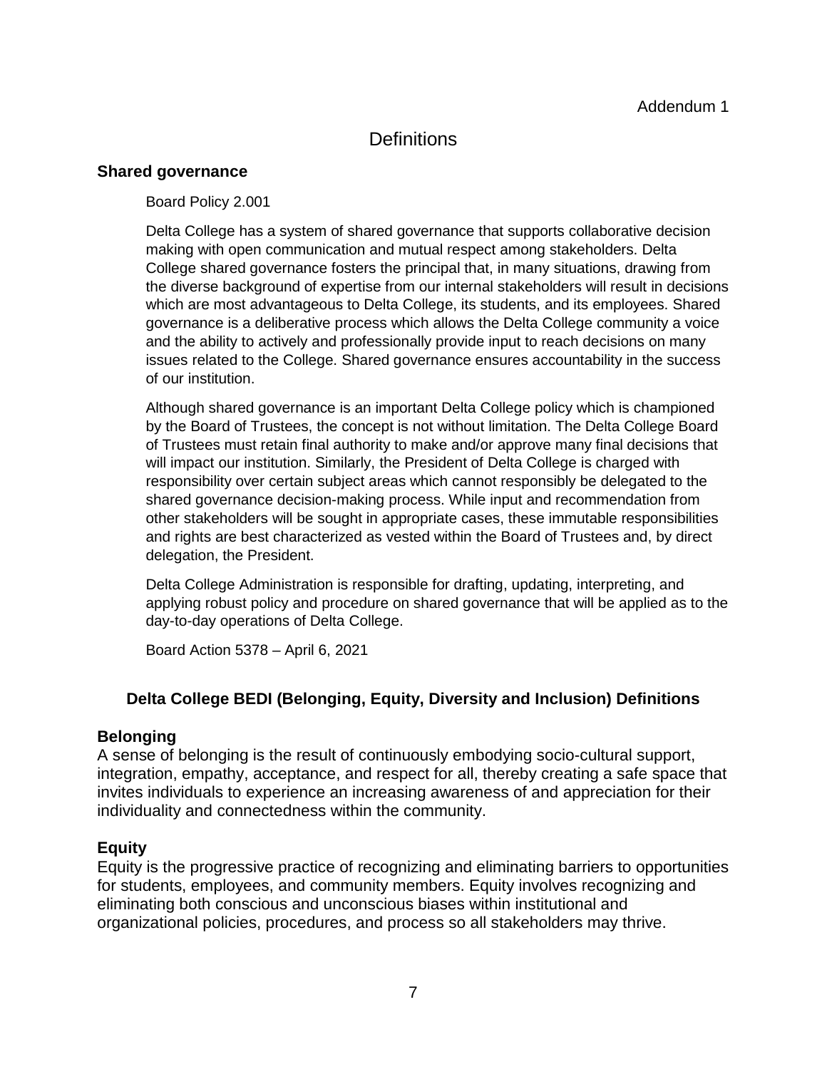Addendum 1

# Definitions

## Shared governance

Board Policy 2.001

Delta College has a system of shared governance that supports collaborative decision making with open communication and mutual respect among stakeholders. Delta College shared governance fosters the principal that, in many situations, drawing from the diverse background of expertise from our internal stakeholders will result in decisions which are most advantageous to Delta College, its students, and its employees. Shared governance is a deliberative process which allows the Delta College community a voice and the ability to actively and professionally provide input to reach decisions on many issues related to the College. Shared governance ensures accountability in the success of our institution.

Although shared governance is an important Delta College policy which is championed by the Board of Trustees, the concept is not without limitation. The Delta College Board of Trustees must retain final authority to make and/or approve many final decisions that will impact our institution. Similarly, the President of Delta College is charged with responsibility over certain subject areas which cannot responsibly be delegated to the shared governance decision-making process. While input and recommendation from other stakeholders will be sought in appropriate cases, these immutable responsibilities and rights are best characterized as vested within the Board of Trustees and, by direct delegation, the President.

Delta College Administration is responsible for drafting, updating, interpreting, and applying robust policy and procedure on shared governance that will be applied as to the day-to-day operations of Delta College.

Board Action 5378 – April 6, 2021

## Delta College BEDI (Belonging, Equity, Diversity and Inclusion) Definitions

### Belonging

A sense of belonging is the result of continuously embodying socio-cultural support, integration, empathy, acceptance, and respect for all, thereby creating a safe space that invites individuals to experience an increasing awareness of and appreciation for their individuality and connectedness within the community.

### Equity

Equity is the progressive practice of recognizing and eliminating barriers to opportunities for students, employees, and community members. Equity involves recognizing and eliminating both conscious and unconscious biases within institutional and organizational policies, procedures, and process so all stakeholders may thrive.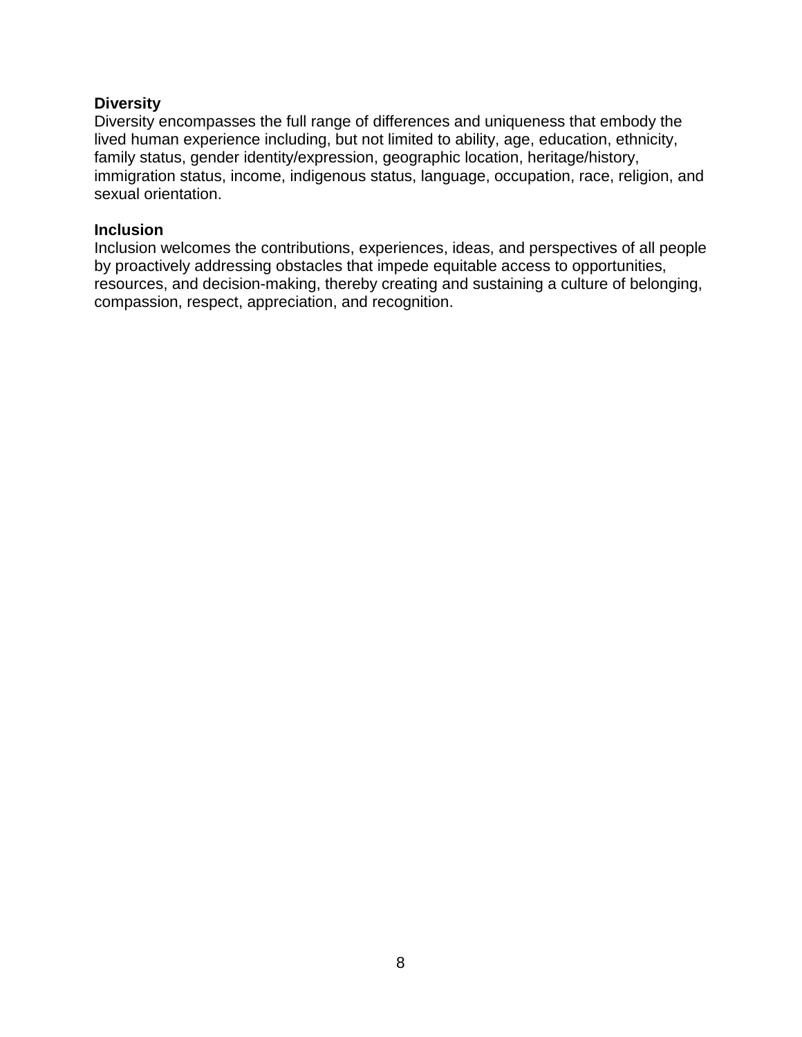**Diversity**
Diversity encompasses the full range of differences and uniqueness that embody the lived human experience including, but not limited to ability, age, education, ethnicity, family status, gender identity/expression, geographic location, heritage/history, immigration status, income, indigenous status, language, occupation, race, religion, and sexual orientation.

**Inclusion**
Inclusion welcomes the contributions, experiences, ideas, and perspectives of all people by proactively addressing obstacles that impede equitable access to opportunities, resources, and decision-making, thereby creating and sustaining a culture of belonging, compassion, respect, appreciation, and recognition.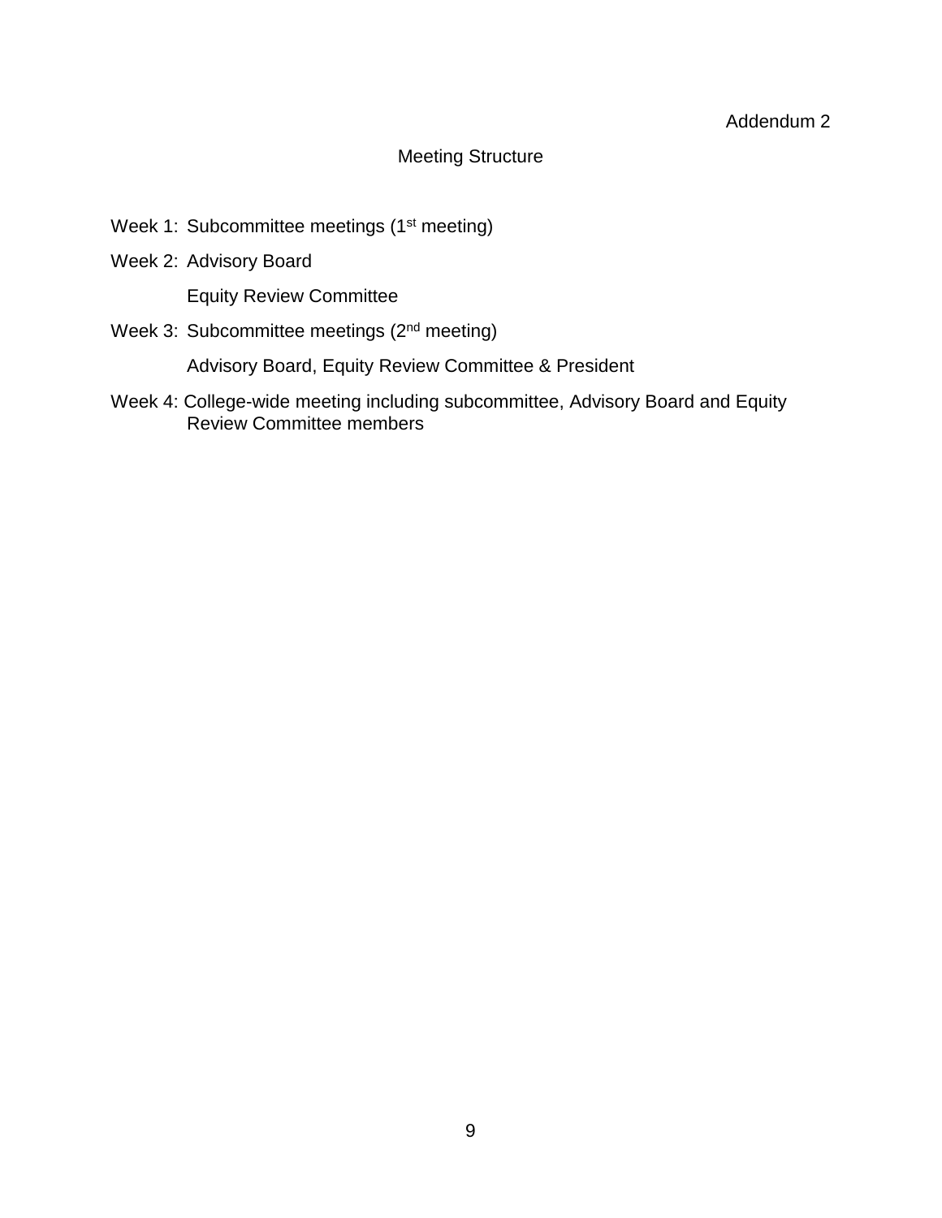Addendum 2

## Meeting Structure

Week 1: Subcommittee meetings (1st meeting)

Week 2: Advisory Board

Equity Review Committee

Week 3: Subcommittee meetings (2nd meeting)

Advisory Board, Equity Review Committee & President

Week 4: College-wide meeting including subcommittee, Advisory Board and Equity Review Committee members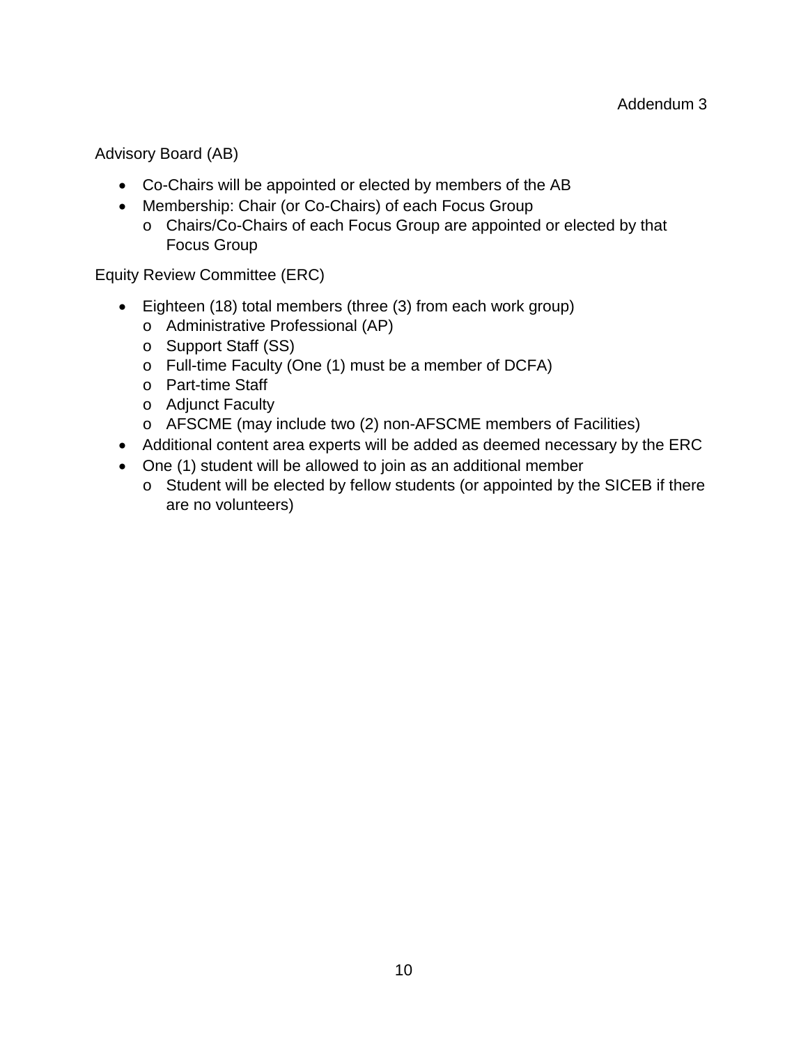Addendum 3

Advisory Board (AB)

- Co-Chairs will be appointed or elected by members of the AB
- Membership: Chair (or Co-Chairs) of each Focus Group
  - Chairs/Co-Chairs of each Focus Group are appointed or elected by that Focus Group

Equity Review Committee (ERC)

- Eighteen (18) total members (three (3) from each work group)
  - Administrative Professional (AP)
  - Support Staff (SS)
  - Full-time Faculty (One (1) must be a member of DCFA)
  - Part-time Staff
  - Adjunct Faculty
  - AFSCME (may include two (2) non-AFSCME members of Facilities)
- Additional content area experts will be added as deemed necessary by the ERC
- One (1) student will be allowed to join as an additional member
  - Student will be elected by fellow students (or appointed by the SICEB if there are no volunteers)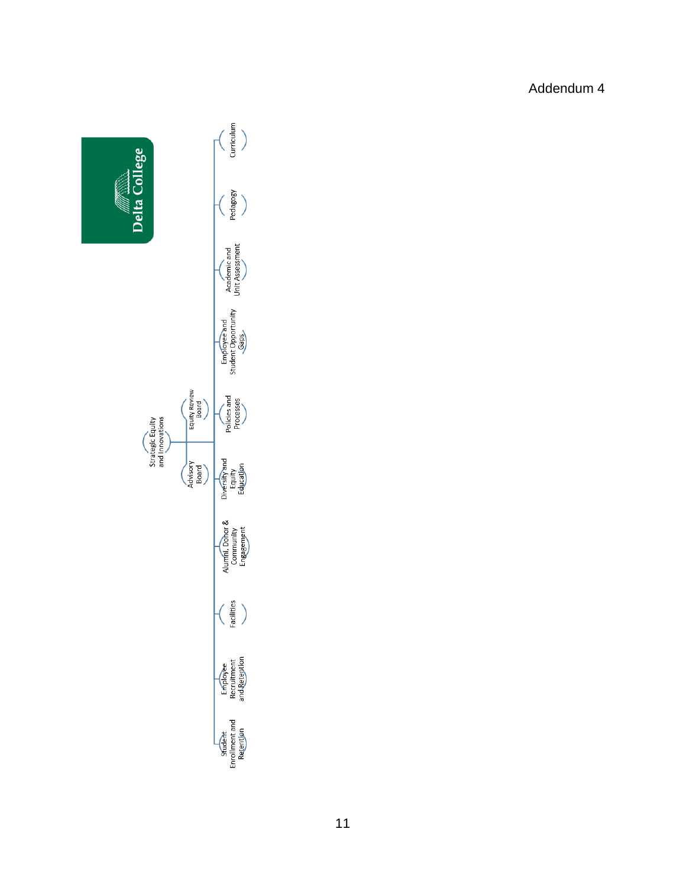Addendum 4

Delta College

- Strategic Equity and Innovations
  - Advisory Board
  - Equity Review Board
    - Student Enrollment and Retention
    - Employee Recruitment and Retention
    - Facilities
    - Alumni, Donor & Community Engagement
    - Diversity and Equity Education
    - Policies and Processes
    - Employee and Student Opportunity Gaps
    - Academic and Unit Assessment
    - Pedagogy
    - Curriculum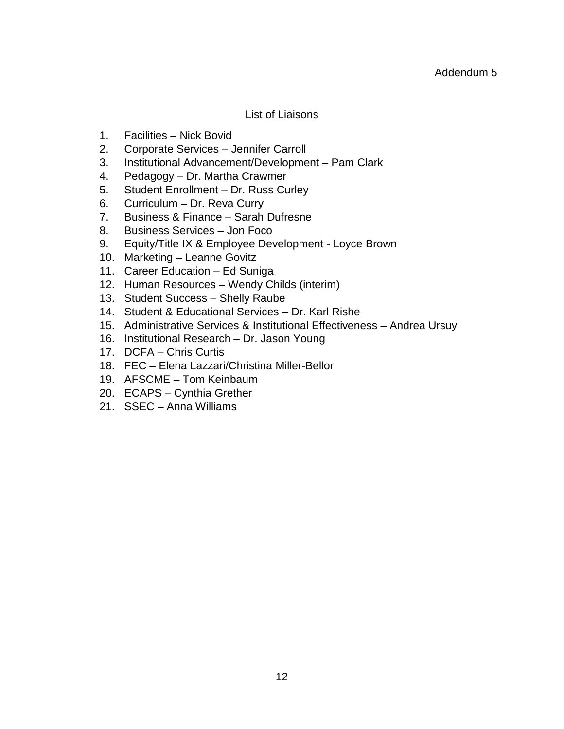Addendum 5

## List of Liaisons

1. Facilities – Nick Bovid
2. Corporate Services – Jennifer Carroll
3. Institutional Advancement/Development – Pam Clark
4. Pedagogy – Dr. Martha Crawmer
5. Student Enrollment – Dr. Russ Curley
6. Curriculum – Dr. Reva Curry
7. Business & Finance – Sarah Dufresne
8. Business Services – Jon Foco
9. Equity/Title IX & Employee Development - Loyce Brown
10. Marketing – Leanne Govitz
11. Career Education – Ed Suniga
12. Human Resources – Wendy Childs (interim)
13. Student Success – Shelly Raube
14. Student & Educational Services – Dr. Karl Rishe
15. Administrative Services & Institutional Effectiveness – Andrea Ursuy
16. Institutional Research – Dr. Jason Young
17. DCFA – Chris Curtis
18. FEC – Elena Lazzari/Christina Miller-Bellor
19. AFSCME – Tom Keinbaum
20. ECAPS – Cynthia Grether
21. SSEC – Anna Williams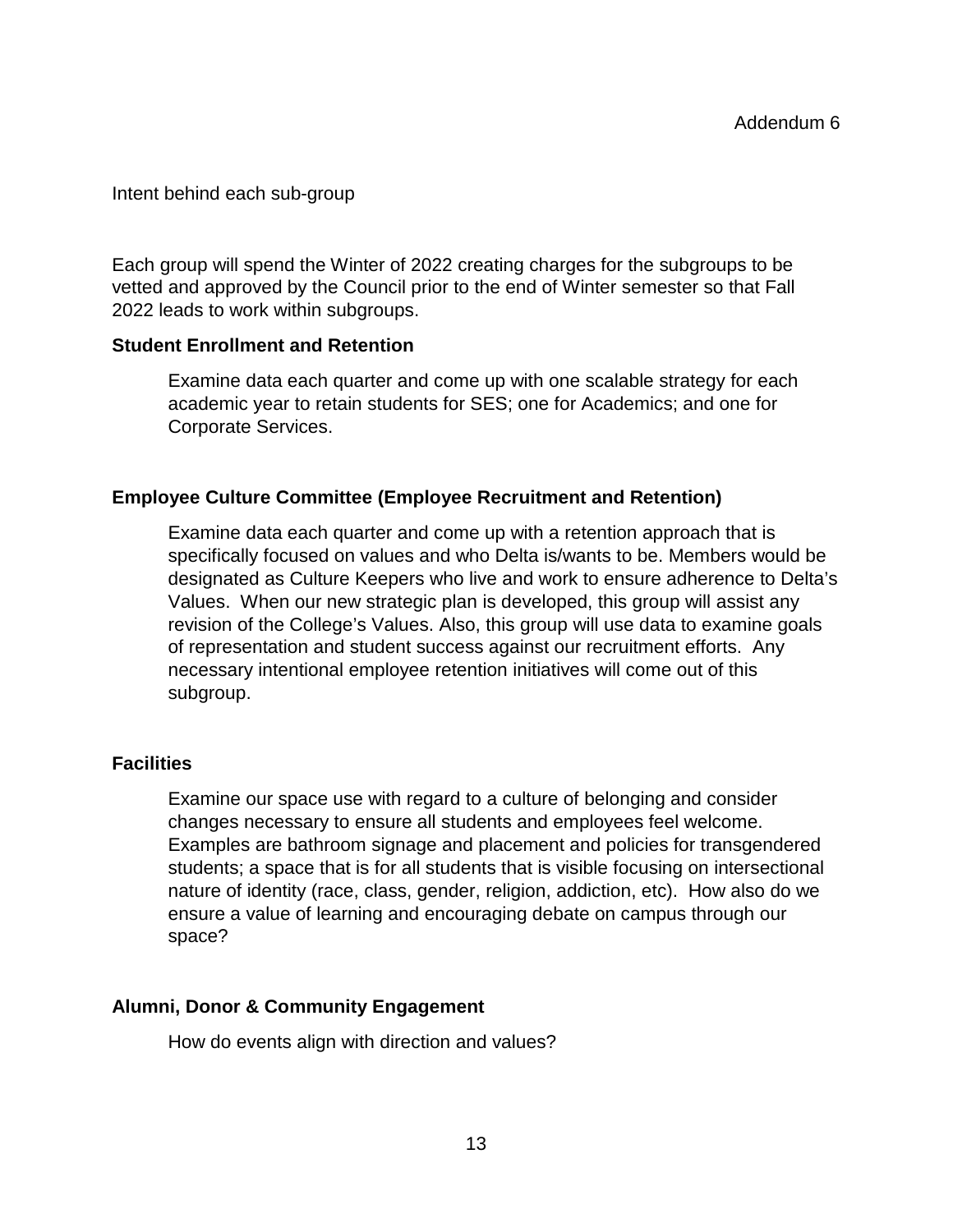Addendum 6

Intent behind each sub-group

Each group will spend the Winter of 2022 creating charges for the subgroups to be vetted and approved by the Council prior to the end of Winter semester so that Fall 2022 leads to work within subgroups.

**Student Enrollment and Retention**

Examine data each quarter and come up with one scalable strategy for each academic year to retain students for SES; one for Academics; and one for Corporate Services.

**Employee Culture Committee (Employee Recruitment and Retention)**

Examine data each quarter and come up with a retention approach that is specifically focused on values and who Delta is/wants to be. Members would be designated as Culture Keepers who live and work to ensure adherence to Delta's Values. When our new strategic plan is developed, this group will assist any revision of the College's Values. Also, this group will use data to examine goals of representation and student success against our recruitment efforts. Any necessary intentional employee retention initiatives will come out of this subgroup.

**Facilities**

Examine our space use with regard to a culture of belonging and consider changes necessary to ensure all students and employees feel welcome. Examples are bathroom signage and placement and policies for transgendered students; a space that is for all students that is visible focusing on intersectional nature of identity (race, class, gender, religion, addiction, etc). How also do we ensure a value of learning and encouraging debate on campus through our space?

**Alumni, Donor & Community Engagement**

How do events align with direction and values?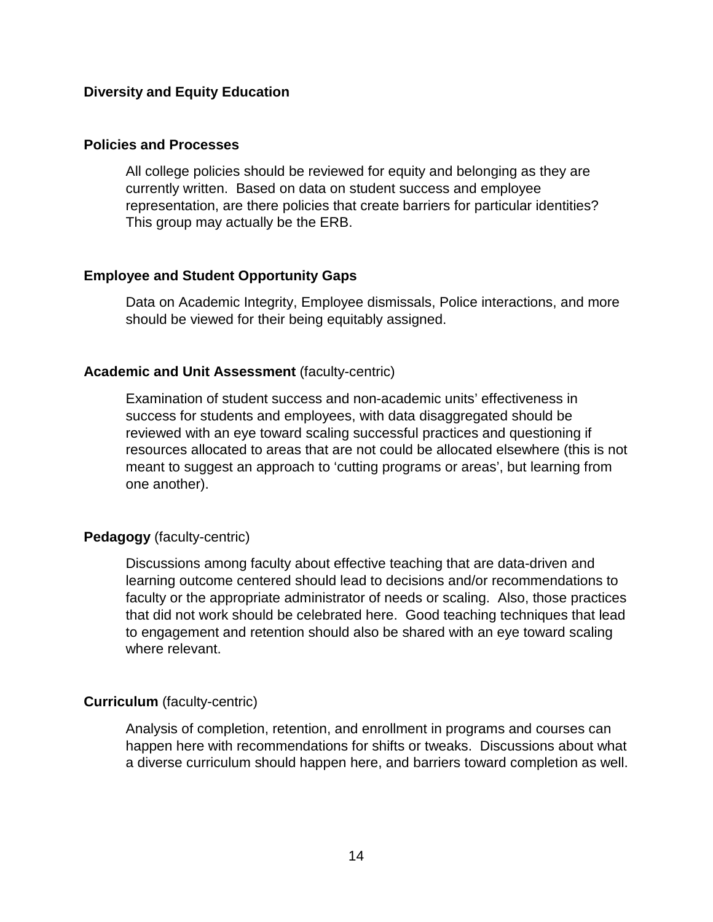**Diversity and Equity Education**

**Policies and Processes**

All college policies should be reviewed for equity and belonging as they are currently written. Based on data on student success and employee representation, are there policies that create barriers for particular identities? This group may actually be the ERB.

**Employee and Student Opportunity Gaps**

Data on Academic Integrity, Employee dismissals, Police interactions, and more should be viewed for their being equitably assigned.

**Academic and Unit Assessment** (faculty-centric)

Examination of student success and non-academic units' effectiveness in success for students and employees, with data disaggregated should be reviewed with an eye toward scaling successful practices and questioning if resources allocated to areas that are not could be allocated elsewhere (this is not meant to suggest an approach to 'cutting programs or areas', but learning from one another).

**Pedagogy** (faculty-centric)

Discussions among faculty about effective teaching that are data-driven and learning outcome centered should lead to decisions and/or recommendations to faculty or the appropriate administrator of needs or scaling. Also, those practices that did not work should be celebrated here. Good teaching techniques that lead to engagement and retention should also be shared with an eye toward scaling where relevant.

**Curriculum** (faculty-centric)

Analysis of completion, retention, and enrollment in programs and courses can happen here with recommendations for shifts or tweaks. Discussions about what a diverse curriculum should happen here, and barriers toward completion as well.